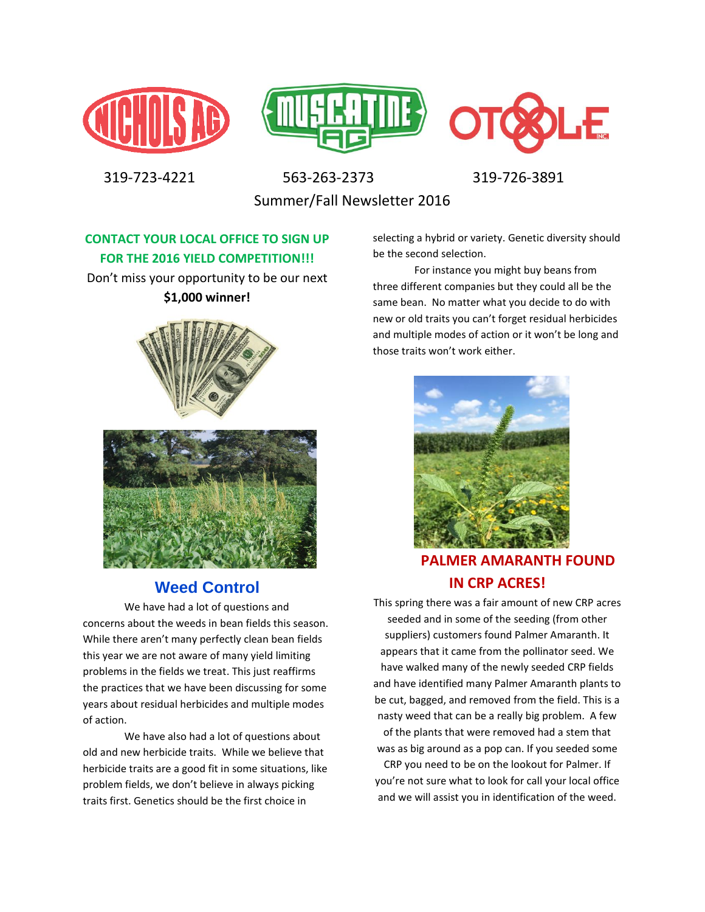NICHOLS AG MUSCATINE AG OTOOLE INC.

319-723-4221 563-263-2373 319-726-3891

Summer/Fall Newsletter 2016

**CONTACT YOUR LOCAL OFFICE TO SIGN UP FOR THE 2016 YIELD COMPETITION!!!**

Don't miss your opportunity to be our next **$1,000 winner!**

## Weed Control

We have had a lot of questions and concerns about the weeds in bean fields this season. While there aren't many perfectly clean bean fields this year we are not aware of many yield limiting problems in the fields we treat. This just reaffirms the practices that we have been discussing for some years about residual herbicides and multiple modes of action.

We have also had a lot of questions about old and new herbicide traits. While we believe that herbicide traits are a good fit in some situations, like problem fields, we don't believe in always picking traits first. Genetics should be the first choice in selecting a hybrid or variety. Genetic diversity should be the second selection.

For instance you might buy beans from three different companies but they could all be the same bean. No matter what you decide to do with new or old traits you can't forget residual herbicides and multiple modes of action or it won't be long and those traits won't work either.

## PALMER AMARANTH FOUND IN CRP ACRES!

This spring there was a fair amount of new CRP acres seeded and in some of the seeding (from other suppliers) customers found Palmer Amaranth. It appears that it came from the pollinator seed. We have walked many of the newly seeded CRP fields and have identified many Palmer Amaranth plants to be cut, bagged, and removed from the field. This is a nasty weed that can be a really big problem. A few of the plants that were removed had a stem that was as big around as a pop can. If you seeded some CRP you need to be on the lookout for Palmer. If you're not sure what to look for call your local office and we will assist you in identification of the weed.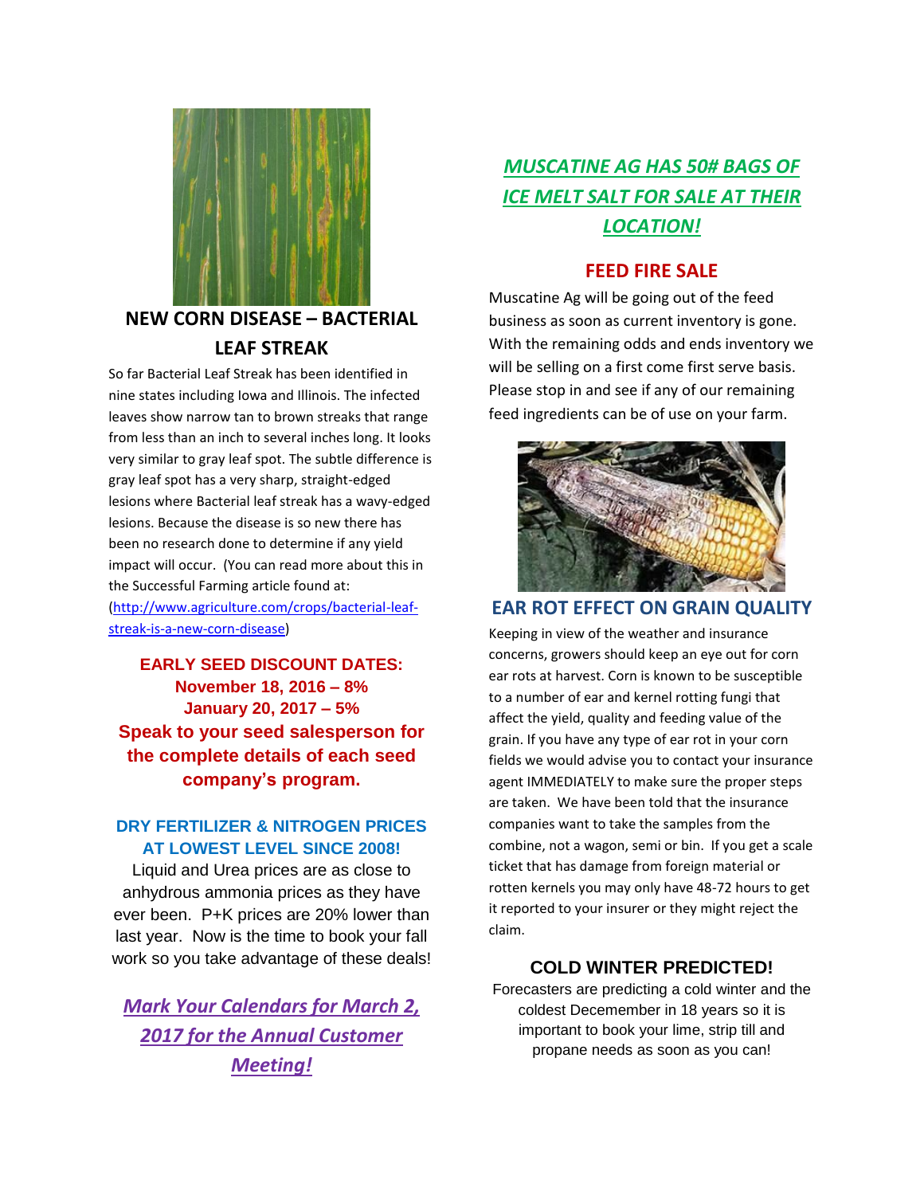## NEW CORN DISEASE – BACTERIAL LEAF STREAK

So far Bacterial Leaf Streak has been identified in nine states including Iowa and Illinois. The infected leaves show narrow tan to brown streaks that range from less than an inch to several inches long. It looks very similar to gray leaf spot. The subtle difference is gray leaf spot has a very sharp, straight-edged lesions where Bacterial leaf streak has a wavy-edged lesions. Because the disease is so new there has been no research done to determine if any yield impact will occur. (You can read more about this in the Successful Farming article found at: (http://www.agriculture.com/crops/bacterial-leaf-streak-is-a-new-corn-disease)

**EARLY SEED DISCOUNT DATES:**
**November 18, 2016 – 8%**
**January 20, 2017 – 5%**
**Speak to your seed salesperson for the complete details of each seed company's program.**

## DRY FERTILIZER & NITROGEN PRICES AT LOWEST LEVEL SINCE 2008!

Liquid and Urea prices are as close to anhydrous ammonia prices as they have ever been. P+K prices are 20% lower than last year. Now is the time to book your fall work so you take advantage of these deals!

***Mark Your Calendars for March 2, 2017 for the Annual Customer Meeting!***

***MUSCATINE AG HAS 50# BAGS OF ICE MELT SALT FOR SALE AT THEIR LOCATION!***

## FEED FIRE SALE

Muscatine Ag will be going out of the feed business as soon as current inventory is gone. With the remaining odds and ends inventory we will be selling on a first come first serve basis. Please stop in and see if any of our remaining feed ingredients can be of use on your farm.

## EAR ROT EFFECT ON GRAIN QUALITY

Keeping in view of the weather and insurance concerns, growers should keep an eye out for corn ear rots at harvest. Corn is known to be susceptible to a number of ear and kernel rotting fungi that affect the yield, quality and feeding value of the grain. If you have any type of ear rot in your corn fields we would advise you to contact your insurance agent IMMEDIATELY to make sure the proper steps are taken. We have been told that the insurance companies want to take the samples from the combine, not a wagon, semi or bin. If you get a scale ticket that has damage from foreign material or rotten kernels you may only have 48-72 hours to get it reported to your insurer or they might reject the claim.

## COLD WINTER PREDICTED!

Forecasters are predicting a cold winter and the coldest Decemember in 18 years so it is important to book your lime, strip till and propane needs as soon as you can!